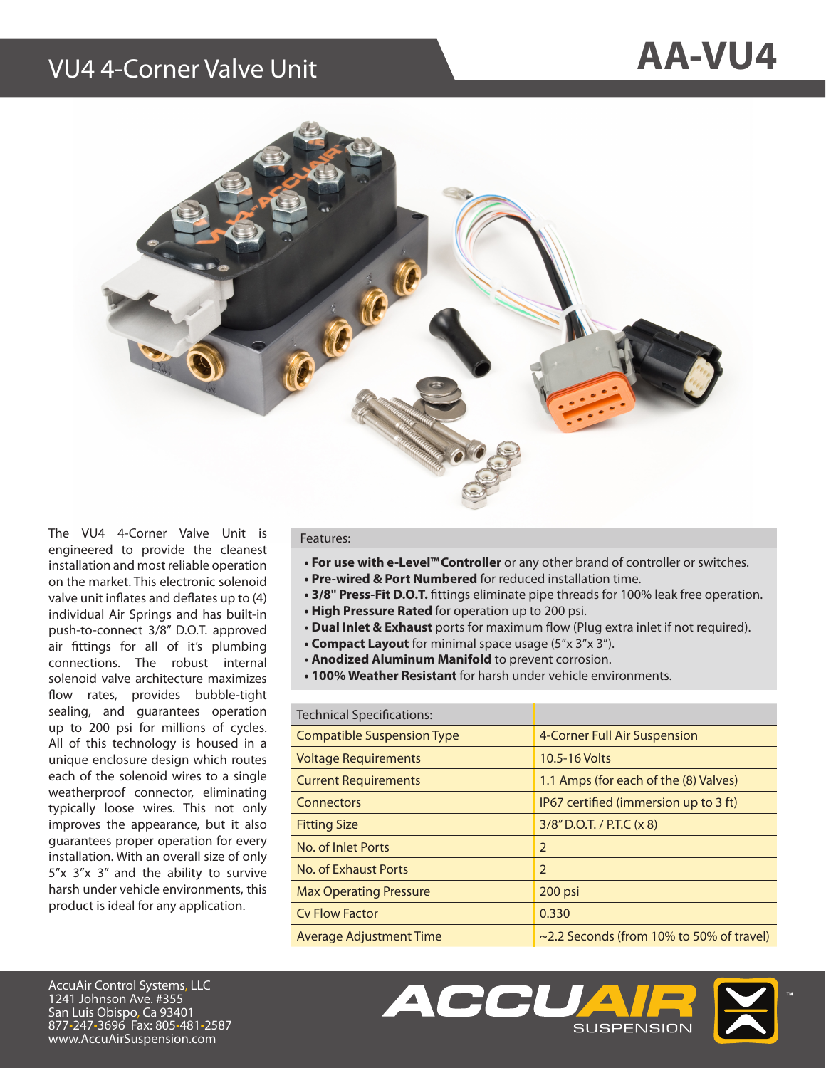# VU4 4-Corner Valve Unit

# AA-VU4

The VU4 4-Corner Valve Unit is engineered to provide the cleanest installation and most reliable operation on the market. This electronic solenoid valve unit inflates and deflates up to (4) individual Air Springs and has built-in push-to-connect 3/8" D.O.T. approved air fittings for all of it's plumbing connections. The robust internal solenoid valve architecture maximizes flow rates, provides bubble-tight sealing, and guarantees operation up to 200 psi for millions of cycles. All of this technology is housed in a unique enclosure design which routes each of the solenoid wires to a single weatherproof connector, eliminating typically loose wires. This not only improves the appearance, but it also guarantees proper operation for every installation. With an overall size of only 5"x 3"x 3" and the ability to survive harsh under vehicle environments, this product is ideal for any application.

Features:

- **For use with e-Level™ Controller** or any other brand of controller or switches.
- **Pre-wired & Port Numbered** for reduced installation time.
- **3/8" Press-Fit D.O.T.** fittings eliminate pipe threads for 100% leak free operation.
- **High Pressure Rated** for operation up to 200 psi.
- **Dual Inlet & Exhaust** ports for maximum flow (Plug extra inlet if not required).
- **Compact Layout** for minimal space usage (5"x 3"x 3").
- **Anodized Aluminum Manifold** to prevent corrosion.
- **100% Weather Resistant** for harsh under vehicle environments.

| Technical Specifications: | |
|---|---|
| Compatible Suspension Type | 4-Corner Full Air Suspension |
| Voltage Requirements | 10.5-16 Volts |
| Current Requirements | 1.1 Amps (for each of the (8) Valves) |
| Connectors | IP67 certified (immersion up to 3 ft) |
| Fitting Size | 3/8" D.O.T. / P.T.C (x 8) |
| No. of Inlet Ports | 2 |
| No. of Exhaust Ports | 2 |
| Max Operating Pressure | 200 psi |
| Cv Flow Factor | 0.330 |
| Average Adjustment Time | ~2.2 Seconds (from 10% to 50% of travel) |

AccuAir Control Systems, LLC
1241 Johnson Ave. #355
San Luis Obispo, Ca 93401
877•247•3696 Fax: 805•481•2587
www.AccuAirSuspension.com

ACCUAIR SUSPENSION™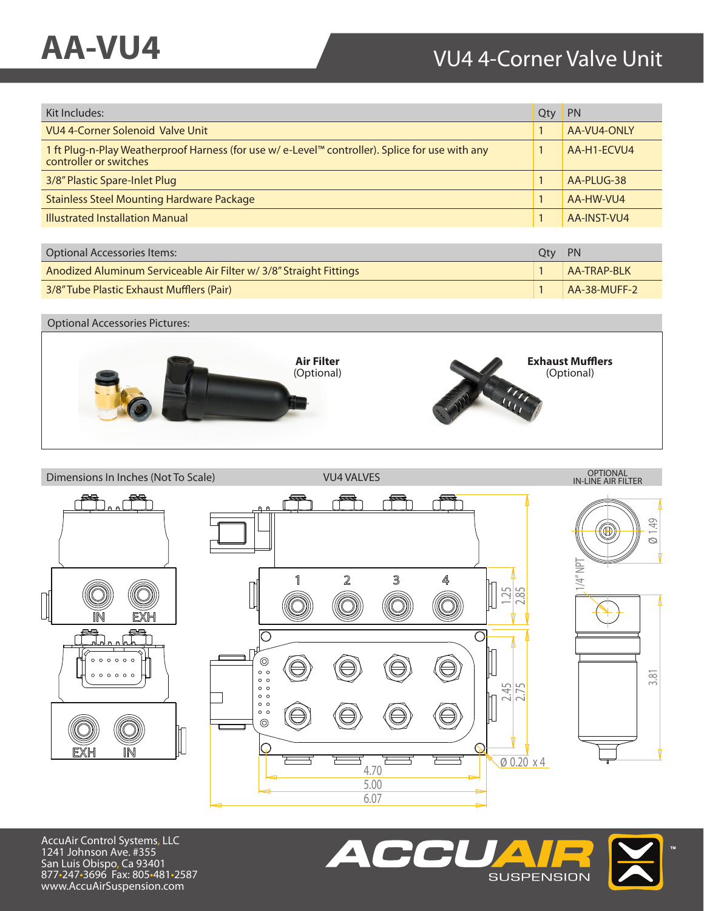# AA-VU4

## VU4 4-Corner Valve Unit

| Kit Includes: | Qty | PN |
|---|---|---|
| VU4 4-Corner Solenoid Valve Unit | 1 | AA-VU4-ONLY |
| 1 ft Plug-n-Play Weatherproof Harness (for use w/ e-Level™ controller). Splice for use with any controller or switches | 1 | AA-H1-ECVU4 |
| 3/8" Plastic Spare-Inlet Plug | 1 | AA-PLUG-38 |
| Stainless Steel Mounting Hardware Package | 1 | AA-HW-VU4 |
| Illustrated Installation Manual | 1 | AA-INST-VU4 |

| Optional Accessories Items: | Qty | PN |
|---|---|---|
| Anodized Aluminum Serviceable Air Filter w/ 3/8" Straight Fittings | 1 | AA-TRAP-BLK |
| 3/8" Tube Plastic Exhaust Mufflers (Pair) | 1 | AA-38-MUFF-2 |

Optional Accessories Pictures:

**Air Filter**
(Optional)

**Exhaust Mufflers**
(Optional)

Dimensions In Inches (Not To Scale)

VU4 VALVES

OPTIONAL IN-LINE AIR FILTER

IN
EXH
1
2
3
4
1.25
2.85
2.45
2.75
Ø 0.20 x 4
4.70
5.00
6.07
Ø 1.49
1/4" NPT
3.81

AccuAir Control Systems, LLC
1241 Johnson Ave. #355
San Luis Obispo, Ca 93401
877•247•3696 Fax: 805•481•2587
www.AccuAirSuspension.com

ACCUAIR SUSPENSION